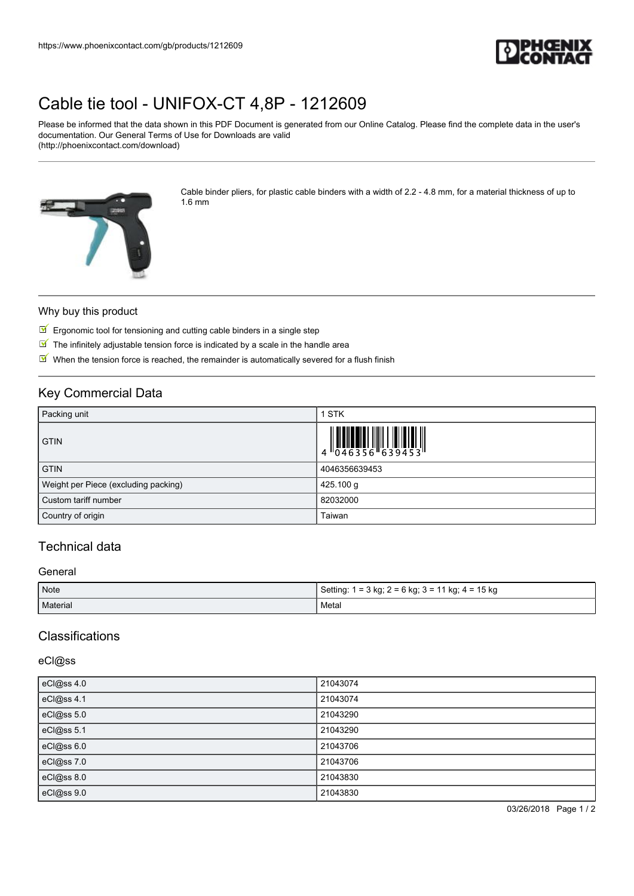# Cable tie tool - UNIFOX-CT 4,8P - 1212609

Please be informed that the data shown in this PDF Document is generated from our Online Catalog. Please find the complete data in the user's documentation. Our General Terms of Use for Downloads are valid (http://phoenixcontact.com/download)

Cable binder pliers, for plastic cable binders with a width of 2.2 - 4.8 mm, for a material thickness of up to 1.6 mm

## Why buy this product

- Ergonomic tool for tensioning and cutting cable binders in a single step
- The infinitely adjustable tension force is indicated by a scale in the handle area
- When the tension force is reached, the remainder is automatically severed for a flush finish

## Key Commercial Data

| Packing unit | 1 STK |
|---|---|
| GTIN | 4 046356 639453 |
| GTIN | 4046356639453 |
| Weight per Piece (excluding packing) | 425.100 g |
| Custom tariff number | 82032000 |
| Country of origin | Taiwan |

## Technical data

### General

| Note | Setting: 1 = 3 kg; 2 = 6 kg; 3 = 11 kg; 4 = 15 kg |
|---|---|
| Material | Metal |

## Classifications

### eCl@ss

| eCl@ss 4.0 | 21043074 |
|---|---|
| eCl@ss 4.1 | 21043074 |
| eCl@ss 5.0 | 21043290 |
| eCl@ss 5.1 | 21043290 |
| eCl@ss 6.0 | 21043706 |
| eCl@ss 7.0 | 21043706 |
| eCl@ss 8.0 | 21043830 |
| eCl@ss 9.0 | 21043830 |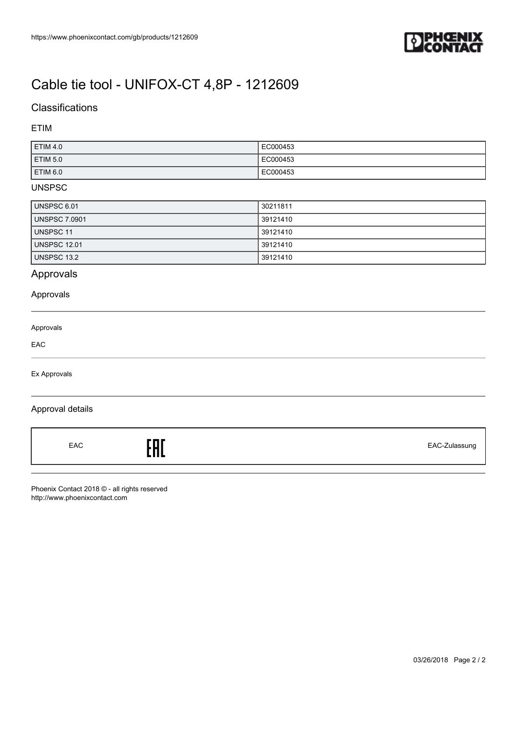# Cable tie tool - UNIFOX-CT 4,8P - 1212609

## Classifications

### ETIM

| | |
|---|---|
| ETIM 4.0 | EC000453 |
| ETIM 5.0 | EC000453 |
| ETIM 6.0 | EC000453 |

### UNSPSC

| | |
|---|---|
| UNSPSC 6.01 | 30211811 |
| UNSPSC 7.0901 | 39121410 |
| UNSPSC 11 | 39121410 |
| UNSPSC 12.01 | 39121410 |
| UNSPSC 13.2 | 39121410 |

## Approvals

### Approvals

Approvals

EAC

Ex Approvals

### Approval details

| | | |
|---|---|---|
| EAC | EAC | EAC-Zulassung |

Phoenix Contact 2018 © - all rights reserved
http://www.phoenixcontact.com